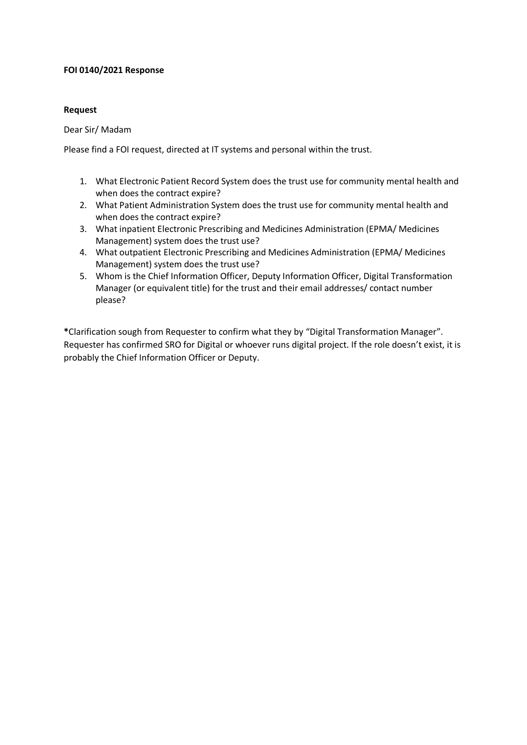**FOI 0140/2021 Response**

**Request**

Dear Sir/ Madam

Please find a FOI request, directed at IT systems and personal within the trust.

1. What Electronic Patient Record System does the trust use for community mental health and when does the contract expire?
2. What Patient Administration System does the trust use for community mental health and when does the contract expire?
3. What inpatient Electronic Prescribing and Medicines Administration (EPMA/ Medicines Management) system does the trust use?
4. What outpatient Electronic Prescribing and Medicines Administration (EPMA/ Medicines Management) system does the trust use?
5. Whom is the Chief Information Officer, Deputy Information Officer, Digital Transformation Manager (or equivalent title) for the trust and their email addresses/ contact number please?

**\***Clarification sough from Requester to confirm what they by "Digital Transformation Manager". Requester has confirmed SRO for Digital or whoever runs digital project. If the role doesn't exist, it is probably the Chief Information Officer or Deputy.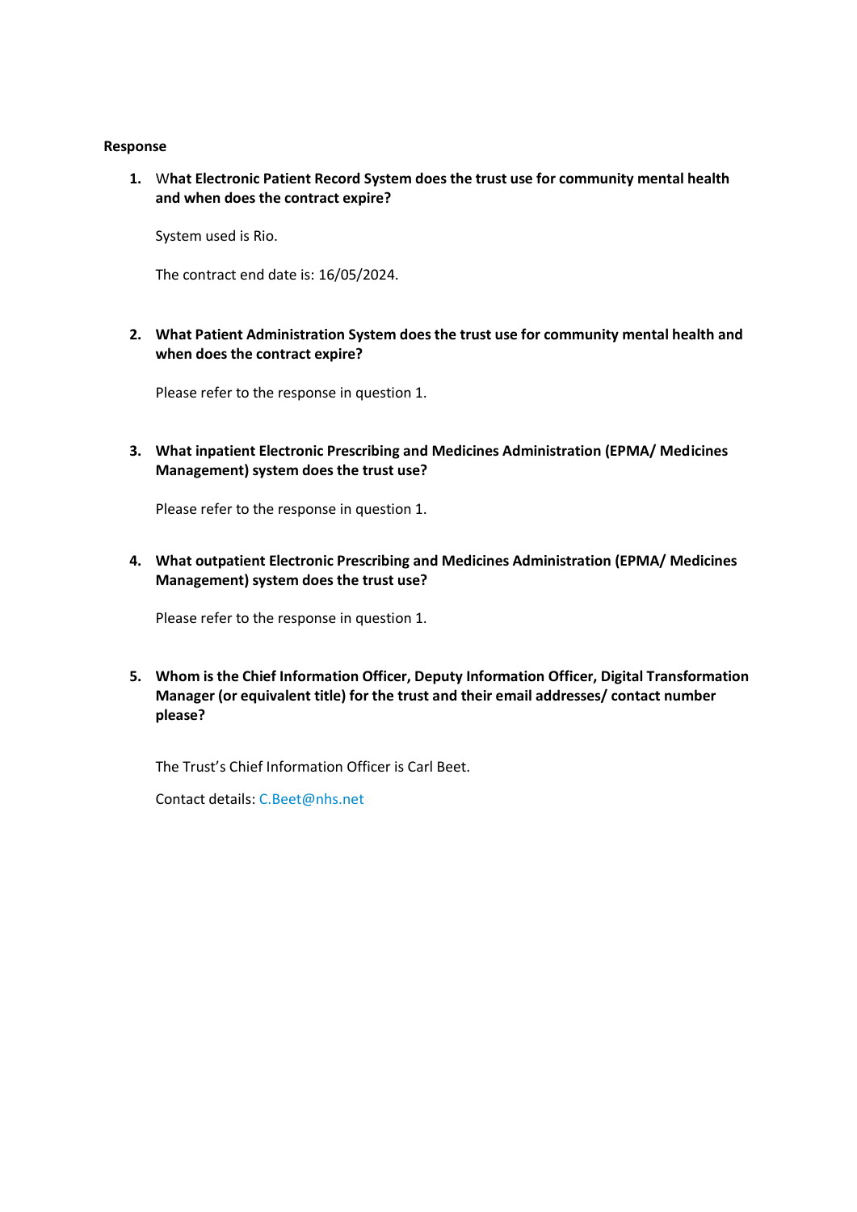**Response**

1. **What Electronic Patient Record System does the trust use for community mental health and when does the contract expire?**

   System used is Rio.

   The contract end date is: 16/05/2024.

2. **What Patient Administration System does the trust use for community mental health and when does the contract expire?**

   Please refer to the response in question 1.

3. **What inpatient Electronic Prescribing and Medicines Administration (EPMA/ Medicines Management) system does the trust use?**

   Please refer to the response in question 1.

4. **What outpatient Electronic Prescribing and Medicines Administration (EPMA/ Medicines Management) system does the trust use?**

   Please refer to the response in question 1.

5. **Whom is the Chief Information Officer, Deputy Information Officer, Digital Transformation Manager (or equivalent title) for the trust and their email addresses/ contact number please?**

   The Trust's Chief Information Officer is Carl Beet.

   Contact details: C.Beet@nhs.net